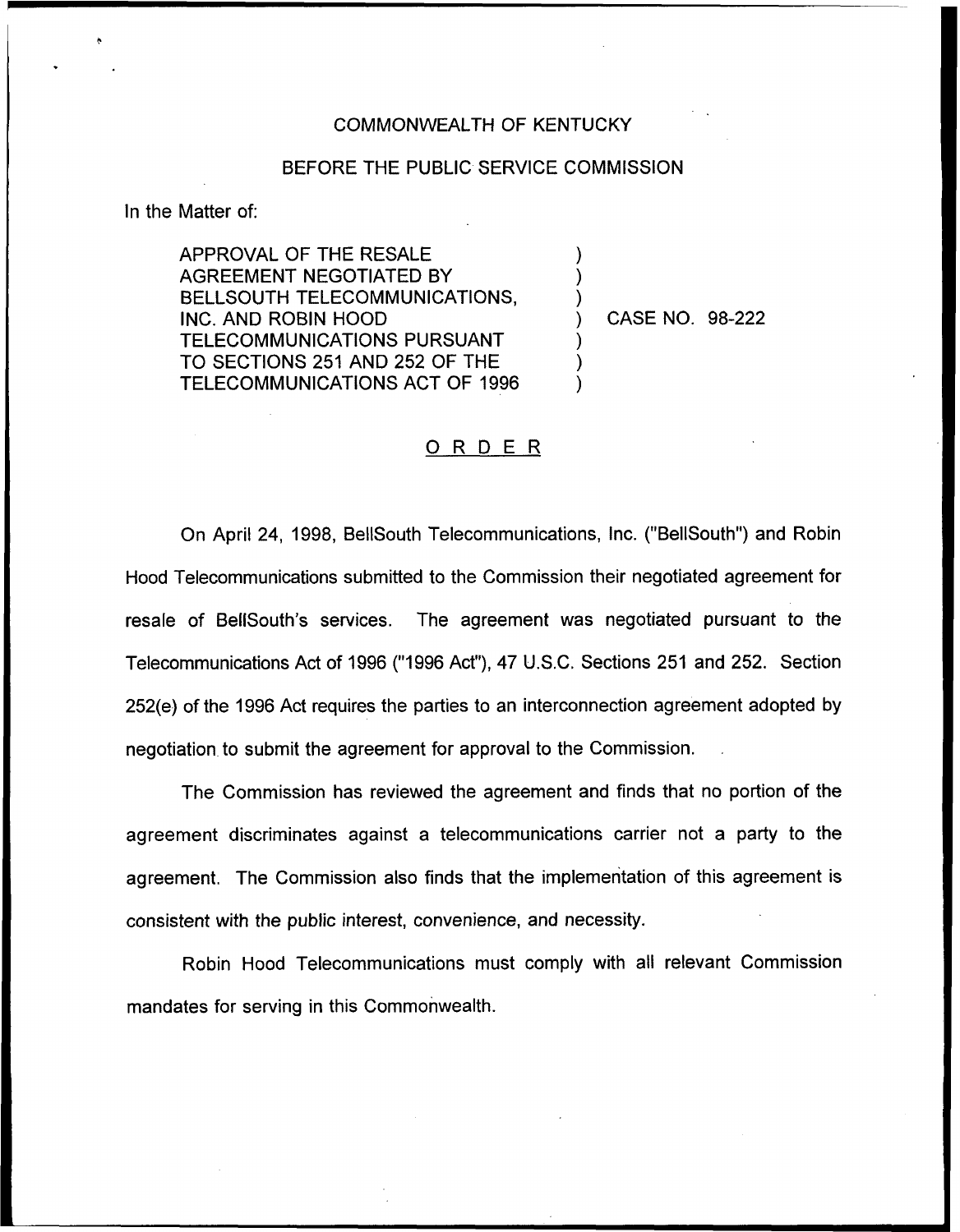COMMONWEALTH OF KENTUCKY

BEFORE THE PUBLIC SERVICE COMMISSION

In the Matter of:

APPROVAL OF THE RESALE AGREEMENT NEGOTIATED BY BELLSOUTH TELECOMMUNICATIONS, INC. AND ROBIN HOOD TELECOMMUNICATIONS PURSUANT TO SECTIONS 251 AND 252 OF THE TELECOMMUNICATIONS ACT OF 1996 ) CASE NO. 98-222

## ORDER

On April 24, 1998, BellSouth Telecommunications, Inc. ("BellSouth") and Robin Hood Telecommunications submitted to the Commission their negotiated agreement for resale of BellSouth's services. The agreement was negotiated pursuant to the Telecommunications Act of 1996 ("1996 Act"), 47 U.S.C. Sections 251 and 252. Section 252(e) of the 1996 Act requires the parties to an interconnection agreement adopted by negotiation to submit the agreement for approval to the Commission.

The Commission has reviewed the agreement and finds that no portion of the agreement discriminates against a telecommunications carrier not a party to the agreement. The Commission also finds that the implementation of this agreement is consistent with the public interest, convenience, and necessity.

Robin Hood Telecommunications must comply with all relevant Commission mandates for serving in this Commonwealth.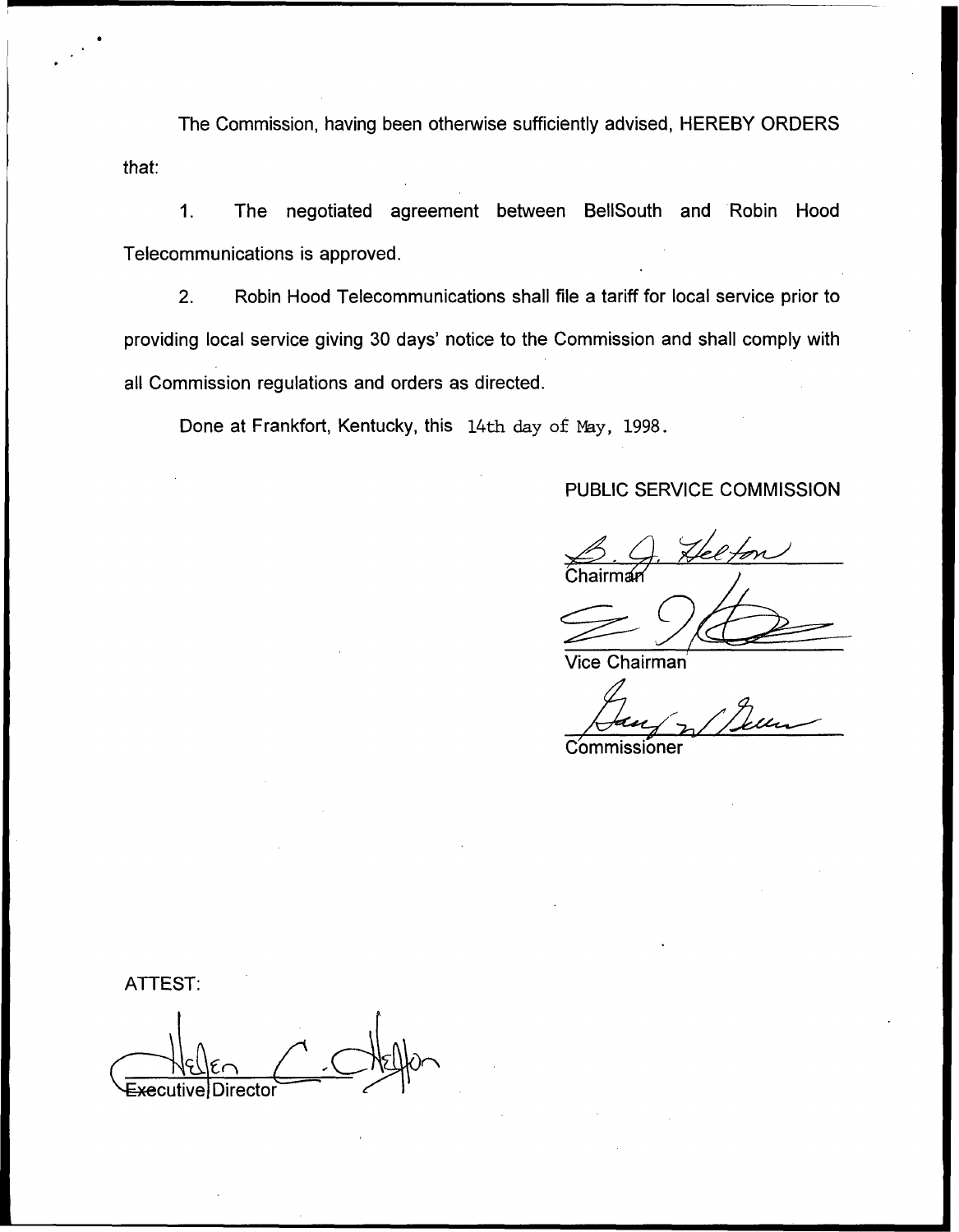The Commission, having been otherwise sufficiently advised, HEREBY ORDERS that:

1. The negotiated agreement between BellSouth and Robin Hood Telecommunications is approved.

2. Robin Hood Telecommunications shall file a tariff for local service prior to providing local service giving 30 days' notice to the Commission and shall comply with all Commission regulations and orders as directed.

Done at Frankfort, Kentucky, this 14th day of May, 1998.

PUBLIC SERVICE COMMISSION

Chairman

Vice Chairman

Commissioner

ATTEST:

Executive Director